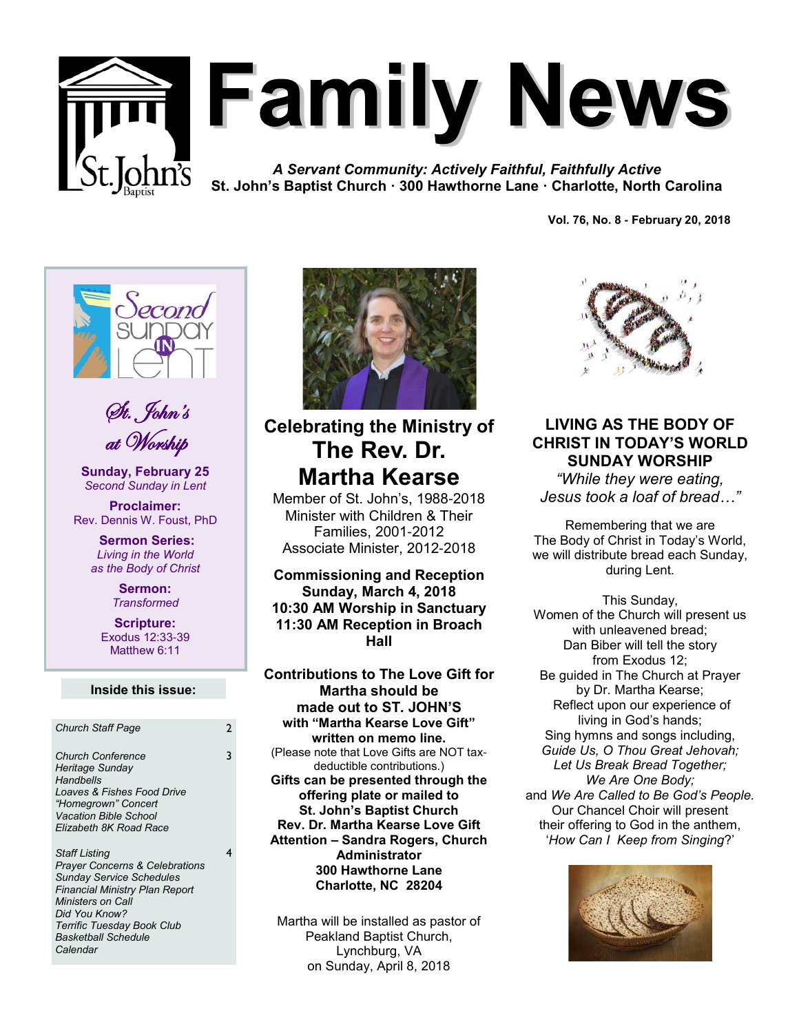# Family News

*A Servant Community: Actively Faithful, Faithfully Active*

**St. John's Baptist Church · 300 Hawthorne Lane · Charlotte, North Carolina**

**Vol. 76, No. 8 - February 20, 2018**

Second Sunday in Lent

*St. John's at Worship*

**Sunday, February 25**
*Second Sunday in Lent*

**Proclaimer:**
Rev. Dennis W. Foust, PhD

**Sermon Series:**
*Living in the World as the Body of Christ*

**Sermon:**
*Transformed*

**Scripture:**
Exodus 12:33-39
Matthew 6:11

**Inside this issue:**

| | |
|---|---|
| *Church Staff Page* | 2 |
| *Church Conference*<br>*Heritage Sunday*<br>*Handbells*<br>*Loaves & Fishes Food Drive*<br>*"Homegrown" Concert*<br>*Vacation Bible School*<br>*Elizabeth 8K Road Race* | 3 |
| *Staff Listing*<br>*Prayer Concerns & Celebrations*<br>*Sunday Service Schedules*<br>*Financial Ministry Plan Report*<br>*Ministers on Call*<br>*Did You Know?*<br>*Terrific Tuesday Book Club*<br>*Basketball Schedule*<br>*Calendar* | 4 |

## Celebrating the Ministry of The Rev. Dr. Martha Kearse

Member of St. John's, 1988-2018
Minister with Children & Their Families, 2001-2012
Associate Minister, 2012-2018

**Commissioning and Reception**
**Sunday, March 4, 2018**
**10:30 AM Worship in Sanctuary**
**11:30 AM Reception in Broach Hall**

**Contributions to The Love Gift for Martha should be made out to ST. JOHN'S with "Martha Kearse Love Gift" written on memo line.**
(Please note that Love Gifts are NOT tax-deductible contributions.)
**Gifts can be presented through the offering plate or mailed to**
**St. John's Baptist Church**
**Rev. Dr. Martha Kearse Love Gift**
**Attention – Sandra Rogers, Church Administrator**
**300 Hawthorne Lane**
**Charlotte, NC 28204**

Martha will be installed as pastor of Peakland Baptist Church, Lynchburg, VA on Sunday, April 8, 2018

## LIVING AS THE BODY OF CHRIST IN TODAY'S WORLD SUNDAY WORSHIP

*"While they were eating, Jesus took a loaf of bread…"*

Remembering that we are The Body of Christ in Today's World, we will distribute bread each Sunday, during Lent.

This Sunday,
Women of the Church will present us with unleavened bread;
Dan Biber will tell the story from Exodus 12;
Be guided in The Church at Prayer by Dr. Martha Kearse;
Reflect upon our experience of living in God's hands;
Sing hymns and songs including,
*Guide Us, O Thou Great Jehovah;*
*Let Us Break Bread Together;*
*We Are One Body;*
and *We Are Called to Be God's People.*
Our Chancel Choir will present their offering to God in the anthem,
'*How Can I Keep from Singing*?'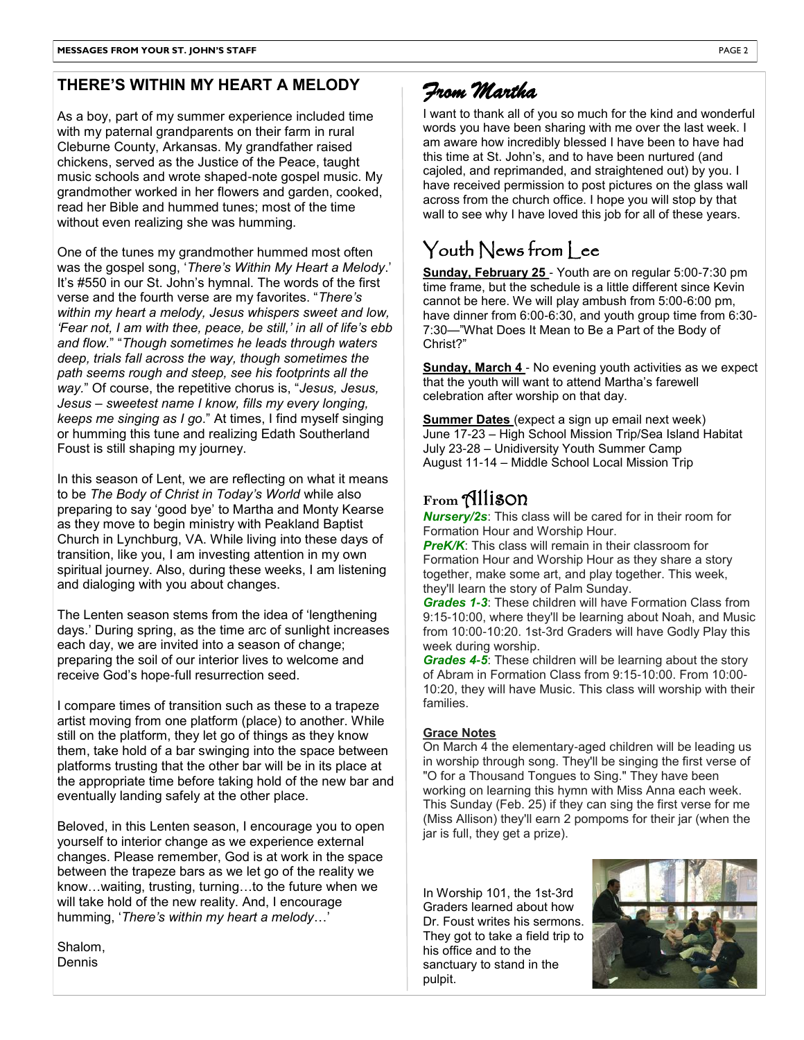## THERE'S WITHIN MY HEART A MELODY

As a boy, part of my summer experience included time with my paternal grandparents on their farm in rural Cleburne County, Arkansas. My grandfather raised chickens, served as the Justice of the Peace, taught music schools and wrote shaped-note gospel music. My grandmother worked in her flowers and garden, cooked, read her Bible and hummed tunes; most of the time without even realizing she was humming.

One of the tunes my grandmother hummed most often was the gospel song, '*There's Within My Heart a Melody*.' It's #550 in our St. John's hymnal. The words of the first verse and the fourth verse are my favorites. "*There's within my heart a melody, Jesus whispers sweet and low, 'Fear not, I am with thee, peace, be still,' in all of life's ebb and flow.*" "*Though sometimes he leads through waters deep, trials fall across the way, though sometimes the path seems rough and steep, see his footprints all the way.*" Of course, the repetitive chorus is, "*Jesus, Jesus, Jesus – sweetest name I know, fills my every longing, keeps me singing as I go.*" At times, I find myself singing or humming this tune and realizing Edath Southerland Foust is still shaping my journey.

In this season of Lent, we are reflecting on what it means to be *The Body of Christ in Today's World* while also preparing to say 'good bye' to Martha and Monty Kearse as they move to begin ministry with Peakland Baptist Church in Lynchburg, VA. While living into these days of transition, like you, I am investing attention in my own spiritual journey. Also, during these weeks, I am listening and dialoging with you about changes.

The Lenten season stems from the idea of 'lengthening days.' During spring, as the time arc of sunlight increases each day, we are invited into a season of change; preparing the soil of our interior lives to welcome and receive God's hope-full resurrection seed.

I compare times of transition such as these to a trapeze artist moving from one platform (place) to another. While still on the platform, they let go of things as they know them, take hold of a bar swinging into the space between platforms trusting that the other bar will be in its place at the appropriate time before taking hold of the new bar and eventually landing safely at the other place.

Beloved, in this Lenten season, I encourage you to open yourself to interior change as we experience external changes. Please remember, God is at work in the space between the trapeze bars as we let go of the reality we know…waiting, trusting, turning…to the future when we will take hold of the new reality. And, I encourage humming, '*There's within my heart a melody*…'

Shalom,
Dennis

## *From Martha*

I want to thank all of you so much for the kind and wonderful words you have been sharing with me over the last week. I am aware how incredibly blessed I have been to have had this time at St. John's, and to have been nurtured (and cajoled, and reprimanded, and straightened out) by you. I have received permission to post pictures on the glass wall across from the church office. I hope you will stop by that wall to see why I have loved this job for all of these years.

## Youth News from Lee

**Sunday, February 25** - Youth are on regular 5:00-7:30 pm time frame, but the schedule is a little different since Kevin cannot be here. We will play ambush from 5:00-6:00 pm, have dinner from 6:00-6:30, and youth group time from 6:30-7:30—"What Does It Mean to Be a Part of the Body of Christ?"

**Sunday, March 4** - No evening youth activities as we expect that the youth will want to attend Martha's farewell celebration after worship on that day.

**Summer Dates** (expect a sign up email next week)
June 17-23 – High School Mission Trip/Sea Island Habitat
July 23-28 – Unidiversity Youth Summer Camp
August 11-14 – Middle School Local Mission Trip

## From Allison

***Nursery/2s***: This class will be cared for in their room for Formation Hour and Worship Hour.
***PreK/K***: This class will remain in their classroom for Formation Hour and Worship Hour as they share a story together, make some art, and play together. This week, they'll learn the story of Palm Sunday.
***Grades 1-3***: These children will have Formation Class from 9:15-10:00, where they'll be learning about Noah, and Music from 10:00-10:20. 1st-3rd Graders will have Godly Play this week during worship.
***Grades 4-5***: These children will be learning about the story of Abram in Formation Class from 9:15-10:00. From 10:00-10:20, they will have Music. This class will worship with their families.

**Grace Notes**
On March 4 the elementary-aged children will be leading us in worship through song. They'll be singing the first verse of "O for a Thousand Tongues to Sing." They have been working on learning this hymn with Miss Anna each week. This Sunday (Feb. 25) if they can sing the first verse for me (Miss Allison) they'll earn 2 pompoms for their jar (when the jar is full, they get a prize).

In Worship 101, the 1st-3rd Graders learned about how Dr. Foust writes his sermons. They got to take a field trip to his office and to the sanctuary to stand in the pulpit.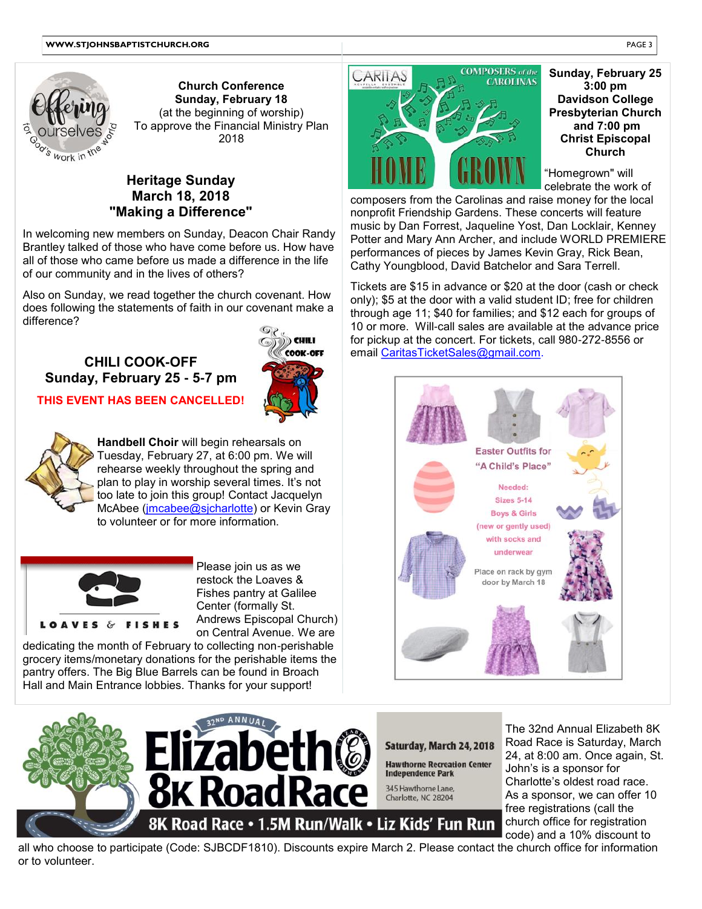**Church Conference**
**Sunday, February 18**
(at the beginning of worship)
To approve the Financial Ministry Plan 2018

## Heritage Sunday
## March 18, 2018
## "Making a Difference"

In welcoming new members on Sunday, Deacon Chair Randy Brantley talked of those who have come before us. How have all of those who came before us made a difference in the life of our community and in the lives of others?

Also on Sunday, we read together the church covenant. How does following the statements of faith in our covenant make a difference?

## CHILI COOK-OFF
## Sunday, February 25 - 5-7 pm

**THIS EVENT HAS BEEN CANCELLED!**

**Handbell Choir** will begin rehearsals on Tuesday, February 27, at 6:00 pm. We will rehearse weekly throughout the spring and plan to play in worship several times. It's not too late to join this group! Contact Jacquelyn McAbee (jmcabee@sjcharlotte) or Kevin Gray to volunteer or for more information.

Please join us as we restock the Loaves & Fishes pantry at Galilee Center (formally St. Andrews Episcopal Church) on Central Avenue. We are dedicating the month of February to collecting non-perishable grocery items/monetary donations for the perishable items the pantry offers. The Big Blue Barrels can be found in Broach Hall and Main Entrance lobbies. Thanks for your support!

**Sunday, February 25**
**3:00 pm**
**Davidson College Presbyterian Church**
**and 7:00 pm**
**Christ Episcopal Church**

"Homegrown" will celebrate the work of composers from the Carolinas and raise money for the local nonprofit Friendship Gardens. These concerts will feature music by Dan Forrest, Jaqueline Yost, Dan Locklair, Kenney Potter and Mary Ann Archer, and include WORLD PREMIERE performances of pieces by James Kevin Gray, Rick Bean, Cathy Youngblood, David Batchelor and Sara Terrell.

Tickets are $15 in advance or $20 at the door (cash or check only); $5 at the door with a valid student ID; free for children through age 11; $40 for families; and $12 each for groups of 10 or more. Will-call sales are available at the advance price for pickup at the concert. For tickets, call 980-272-8556 or email CaritasTicketSales@gmail.com.

Easter Outfits for "A Child's Place"

Needed:
Sizes 5-14
Boys & Girls
(new or gently used)
with socks and underwear

Place on rack by gym door by March 18

The 32nd Annual Elizabeth 8K Road Race is Saturday, March 24, at 8:00 am. Once again, St. John's is a sponsor for Charlotte's oldest road race. As a sponsor, we can offer 10 free registrations (call the church office for registration code) and a 10% discount to all who choose to participate (Code: SJBCDF1810). Discounts expire March 2. Please contact the church office for information or to volunteer.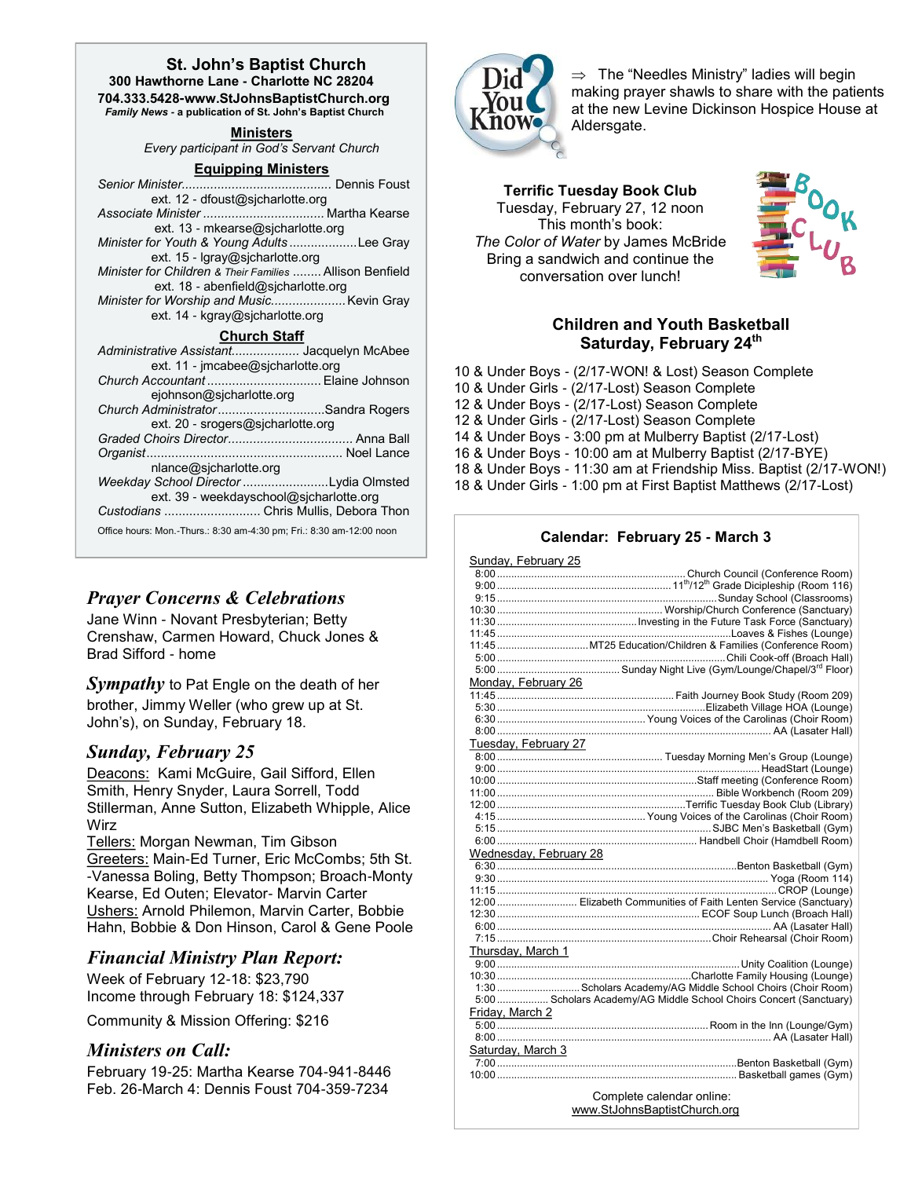## St. John's Baptist Church

**300 Hawthorne Lane - Charlotte NC 28204**

**704.333.5428-www.StJohnsBaptistChurch.org**

***Family News* - a publication of St. John's Baptist Church**

### Ministers

*Every participant in God's Servant Church*

### Equipping Ministers

*Senior Minister*.......................................... Dennis Foust
ext. 12 - dfoust@sjcharlotte.org

*Associate Minister* .................................. Martha Kearse
ext. 13 - mkearse@sjcharlotte.org

*Minister for Youth & Young Adults* ...................Lee Gray
ext. 15 - lgray@sjcharlotte.org

*Minister for Children & Their Families* ........ Allison Benfield
ext. 18 - abenfield@sjcharlotte.org

*Minister for Worship and Music*.....................Kevin Gray
ext. 14 - kgray@sjcharlotte.org

### Church Staff

*Administrative Assistant*................... Jacquelyn McAbee
ext. 11 - jmcabee@sjcharlotte.org

*Church Accountant* ................................ Elaine Johnson
ejohnson@sjcharlotte.org

*Church Administrator*..............................Sandra Rogers
ext. 20 - srogers@sjcharlotte.org

*Graded Choirs Director*.................................. Anna Ball

*Organist*....................................................... Noel Lance
nlance@sjcharlotte.org

*Weekday School Director* ........................Lydia Olmsted
ext. 39 - weekdayschool@sjcharlotte.org

*Custodians* ........................... Chris Mullis, Debora Thon

Office hours: Mon.-Thurs.: 8:30 am-4:30 pm; Fri.: 8:30 am-12:00 noon

## *Prayer Concerns & Celebrations*

Jane Winn - Novant Presbyterian; Betty Crenshaw, Carmen Howard, Chuck Jones & Brad Sifford - home

***Sympathy*** to Pat Engle on the death of her brother, Jimmy Weller (who grew up at St. John's), on Sunday, February 18.

## *Sunday, February 25*

Deacons: Kami McGuire, Gail Sifford, Ellen Smith, Henry Snyder, Laura Sorrell, Todd Stillerman, Anne Sutton, Elizabeth Whipple, Alice Wirz

Tellers: Morgan Newman, Tim Gibson

Greeters: Main-Ed Turner, Eric McCombs; 5th St. -Vanessa Boling, Betty Thompson; Broach-Monty Kearse, Ed Outen; Elevator- Marvin Carter

Ushers: Arnold Philemon, Marvin Carter, Bobbie Hahn, Bobbie & Don Hinson, Carol & Gene Poole

## *Financial Ministry Plan Report:*

Week of February 12-18: $23,790
Income through February 18: $124,337

Community & Mission Offering: $216

## *Ministers on Call:*

February 19-25: Martha Kearse 704-941-8446
Feb. 26-March 4: Dennis Foust 704-359-7234

---

**Did You Know**

⇒ The "Needles Ministry" ladies will begin making prayer shawls to share with the patients at the new Levine Dickinson Hospice House at Aldersgate.

**Terrific Tuesday Book Club**
Tuesday, February 27, 12 noon
This month's book:
*The Color of Water* by James McBride
Bring a sandwich and continue the conversation over lunch!

BOOK CLUB

### Children and Youth Basketball Saturday, February 24th

10 & Under Boys - (2/17-WON! & Lost) Season Complete
10 & Under Girls - (2/17-Lost) Season Complete
12 & Under Boys - (2/17-Lost) Season Complete
12 & Under Girls - (2/17-Lost) Season Complete
14 & Under Boys - 3:00 pm at Mulberry Baptist (2/17-Lost)
16 & Under Boys - 10:00 am at Mulberry Baptist (2/17-BYE)
18 & Under Boys - 11:30 am at Friendship Miss. Baptist (2/17-WON!)
18 & Under Girls - 1:00 pm at First Baptist Matthews (2/17-Lost)

### Calendar: February 25 - March 3

Sunday, February 25
8:00 ....... Church Council (Conference Room)
9:00 ....... 11th/12th Grade Dicipleship (Room 116)
9:15 ....... Sunday School (Classrooms)
10:30 ....... Worship/Church Conference (Sanctuary)
11:30 ....... Investing in the Future Task Force (Sanctuary)
11:45 ....... Loaves & Fishes (Lounge)
11:45 ....... MT25 Education/Children & Families (Conference Room)
5:00 ....... Chili Cook-off (Broach Hall)
5:00 ....... Sunday Night Live (Gym/Lounge/Chapel/3rd Floor)

Monday, February 26
11:45 ....... Faith Journey Book Study (Room 209)
5:30 ....... Elizabeth Village HOA (Lounge)
6:30 ....... Young Voices of the Carolinas (Choir Room)
8:00 ....... AA (Lasater Hall)

Tuesday, February 27
8:00 ....... Tuesday Morning Men's Group (Lounge)
9:00 ....... HeadStart (Lounge)
10:00 ....... Staff meeting (Conference Room)
11:00 ....... Bible Workbench (Room 209)
12:00 ....... Terrific Tuesday Book Club (Library)
4:15 ....... Young Voices of the Carolinas (Choir Room)
5:15 ....... SJBC Men's Basketball (Gym)
6:00 ....... Handbell Choir (Hamdbell Room)

Wednesday, February 28
6:30 ....... Benton Basketball (Gym)
9:30 ....... Yoga (Room 114)
11:15 ....... CROP (Lounge)
12:00 ....... Elizabeth Communities of Faith Lenten Service (Sanctuary)
12:30 ....... ECOF Soup Lunch (Broach Hall)
6:00 ....... AA (Lasater Hall)
7:15 ....... Choir Rehearsal (Choir Room)

Thursday, March 1
9:00 ....... Unity Coalition (Lounge)
10:30 ....... Charlotte Family Housing (Lounge)
1:30 ....... Scholars Academy/AG Middle School Choirs (Choir Room)
5:00 ....... Scholars Academy/AG Middle School Choirs Concert (Sanctuary)

Friday, March 2
5:00 ....... Room in the Inn (Lounge/Gym)
8:00 ....... AA (Lasater Hall)

Saturday, March 3
7:00 ....... Benton Basketball (Gym)
10:00 ....... Basketball games (Gym)

Complete calendar online:
www.StJohnsBaptistChurch.org